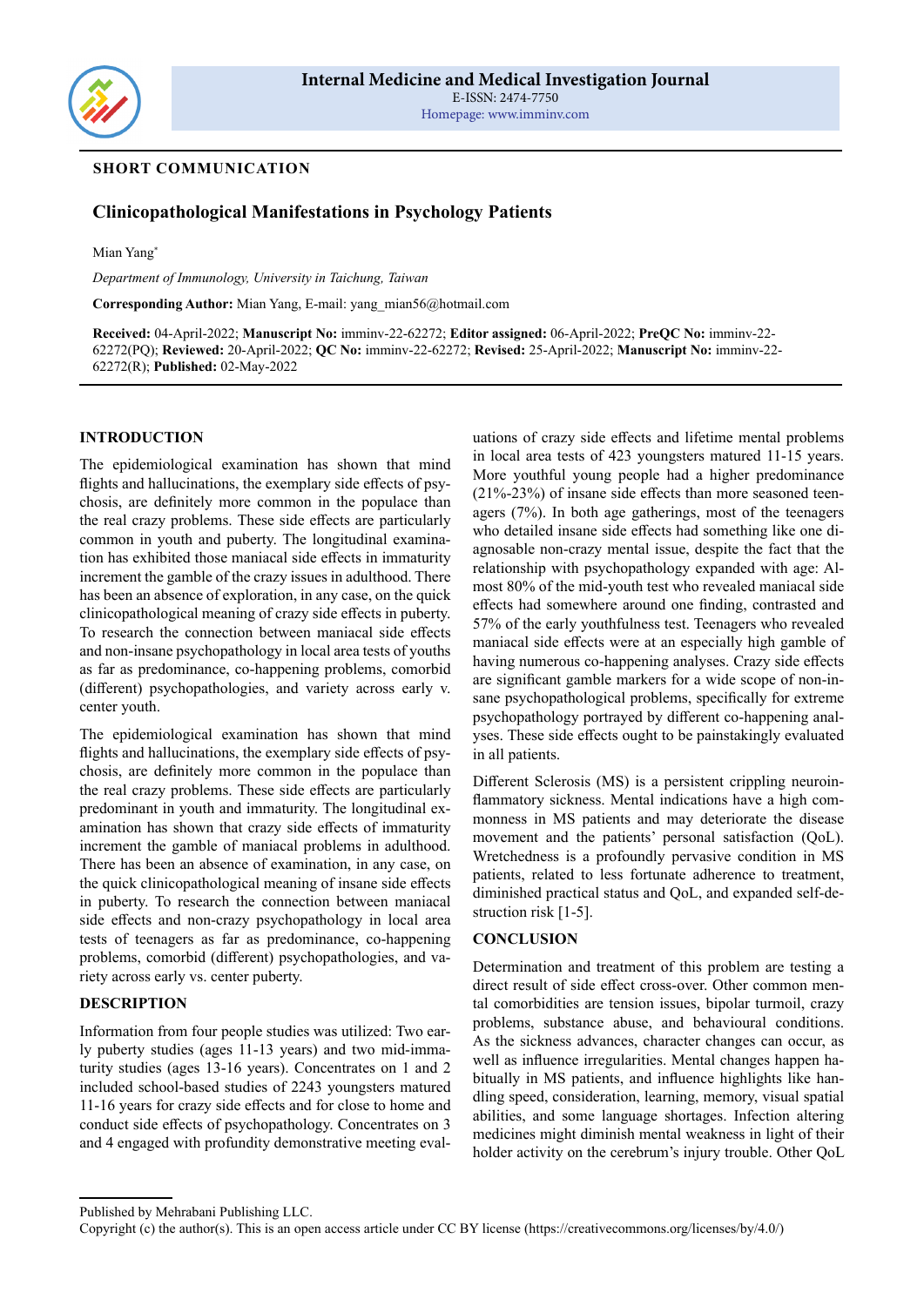Internal Medicine and Medical Investigation Journal
E-ISSN: 2474-7750
Homepage: www.imminv.com

**SHORT COMMUNICATION**

# Clinicopathological Manifestations in Psychology Patients

Mian Yang*

*Department of Immunology, University in Taichung, Taiwan*

**Corresponding Author:** Mian Yang, E-mail: yang_mian56@hotmail.com

**Received:** 04-April-2022; **Manuscript No:** imminv-22-62272; **Editor assigned:** 06-April-2022; **PreQC No:** imminv-22-62272(PQ); **Reviewed:** 20-April-2022; **QC No:** imminv-22-62272; **Revised:** 25-April-2022; **Manuscript No:** imminv-22-62272(R); **Published:** 02-May-2022

## INTRODUCTION

The epidemiological examination has shown that mind flights and hallucinations, the exemplary side effects of psychosis, are definitely more common in the populace than the real crazy problems. These side effects are particularly common in youth and puberty. The longitudinal examination has exhibited those maniacal side effects in immaturity increment the gamble of the crazy issues in adulthood. There has been an absence of exploration, in any case, on the quick clinicopathological meaning of crazy side effects in puberty. To research the connection between maniacal side effects and non-insane psychopathology in local area tests of youths as far as predominance, co-happening problems, comorbid (different) psychopathologies, and variety across early v. center youth.

The epidemiological examination has shown that mind flights and hallucinations, the exemplary side effects of psychosis, are definitely more common in the populace than the real crazy problems. These side effects are particularly predominant in youth and immaturity. The longitudinal examination has shown that crazy side effects of immaturity increment the gamble of maniacal problems in adulthood. There has been an absence of examination, in any case, on the quick clinicopathological meaning of insane side effects in puberty. To research the connection between maniacal side effects and non-crazy psychopathology in local area tests of teenagers as far as predominance, co-happening problems, comorbid (different) psychopathologies, and variety across early vs. center puberty.

## DESCRIPTION

Information from four people studies was utilized: Two early puberty studies (ages 11-13 years) and two mid-immaturity studies (ages 13-16 years). Concentrates on 1 and 2 included school-based studies of 2243 youngsters matured 11-16 years for crazy side effects and for close to home and conduct side effects of psychopathology. Concentrates on 3 and 4 engaged with profundity demonstrative meeting evaluations of crazy side effects and lifetime mental problems in local area tests of 423 youngsters matured 11-15 years. More youthful young people had a higher predominance (21%-23%) of insane side effects than more seasoned teenagers (7%). In both age gatherings, most of the teenagers who detailed insane side effects had something like one diagnosable non-crazy mental issue, despite the fact that the relationship with psychopathology expanded with age: Almost 80% of the mid-youth test who revealed maniacal side effects had somewhere around one finding, contrasted and 57% of the early youthfulness test. Teenagers who revealed maniacal side effects were at an especially high gamble of having numerous co-happening analyses. Crazy side effects are significant gamble markers for a wide scope of non-insane psychopathological problems, specifically for extreme psychopathology portrayed by different co-happening analyses. These side effects ought to be painstakingly evaluated in all patients.

Different Sclerosis (MS) is a persistent crippling neuroinflammatory sickness. Mental indications have a high commonness in MS patients and may deteriorate the disease movement and the patients' personal satisfaction (QoL). Wretchedness is a profoundly pervasive condition in MS patients, related to less fortunate adherence to treatment, diminished practical status and QoL, and expanded self-destruction risk [1-5].

## CONCLUSION

Determination and treatment of this problem are testing a direct result of side effect cross-over. Other common mental comorbidities are tension issues, bipolar turmoil, crazy problems, substance abuse, and behavioural conditions. As the sickness advances, character changes can occur, as well as influence irregularities. Mental changes happen habitually in MS patients, and influence highlights like handling speed, consideration, learning, memory, visual spatial abilities, and some language shortages. Infection altering medicines might diminish mental weakness in light of their holder activity on the cerebrum's injury trouble. Other QoL

Published by Mehrabani Publishing LLC.
Copyright (c) the author(s). This is an open access article under CC BY license (https://creativecommons.org/licenses/by/4.0/)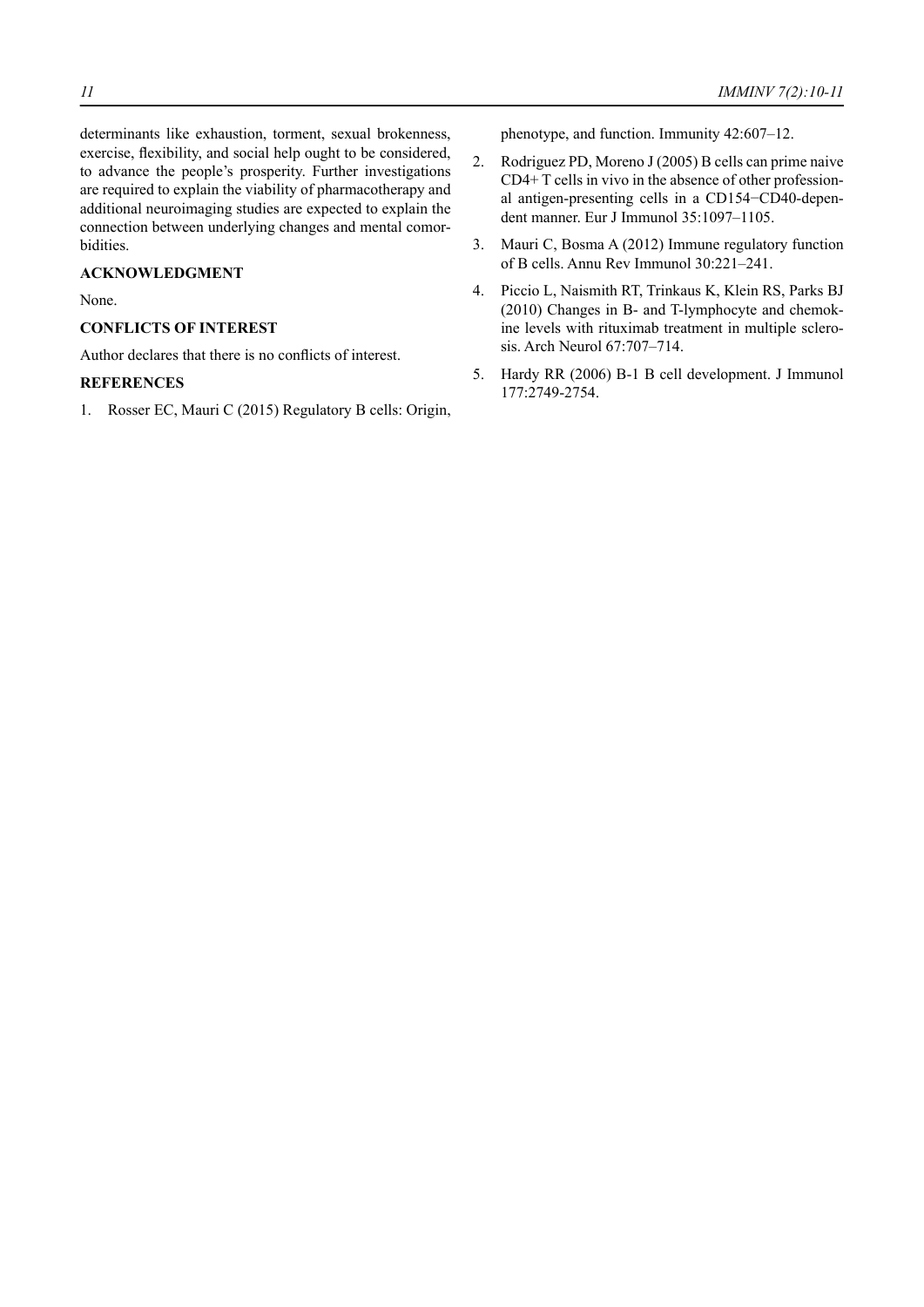determinants like exhaustion, torment, sexual brokenness, exercise, flexibility, and social help ought to be considered, to advance the people's prosperity. Further investigations are required to explain the viability of pharmacotherapy and additional neuroimaging studies are expected to explain the connection between underlying changes and mental comorbidities.

## ACKNOWLEDGMENT

None.

## CONFLICTS OF INTEREST

Author declares that there is no conflicts of interest.

## REFERENCES

1. Rosser EC, Mauri C (2015) Regulatory B cells: Origin, phenotype, and function. Immunity 42:607–12.
2. Rodriguez PD, Moreno J (2005) B cells can prime naive CD4+ T cells in vivo in the absence of other professional antigen-presenting cells in a CD154−CD40-dependent manner. Eur J Immunol 35:1097–1105.
3. Mauri C, Bosma A (2012) Immune regulatory function of B cells. Annu Rev Immunol 30:221–241.
4. Piccio L, Naismith RT, Trinkaus K, Klein RS, Parks BJ (2010) Changes in B- and T-lymphocyte and chemokine levels with rituximab treatment in multiple sclerosis. Arch Neurol 67:707–714.
5. Hardy RR (2006) B-1 B cell development. J Immunol 177:2749-2754.